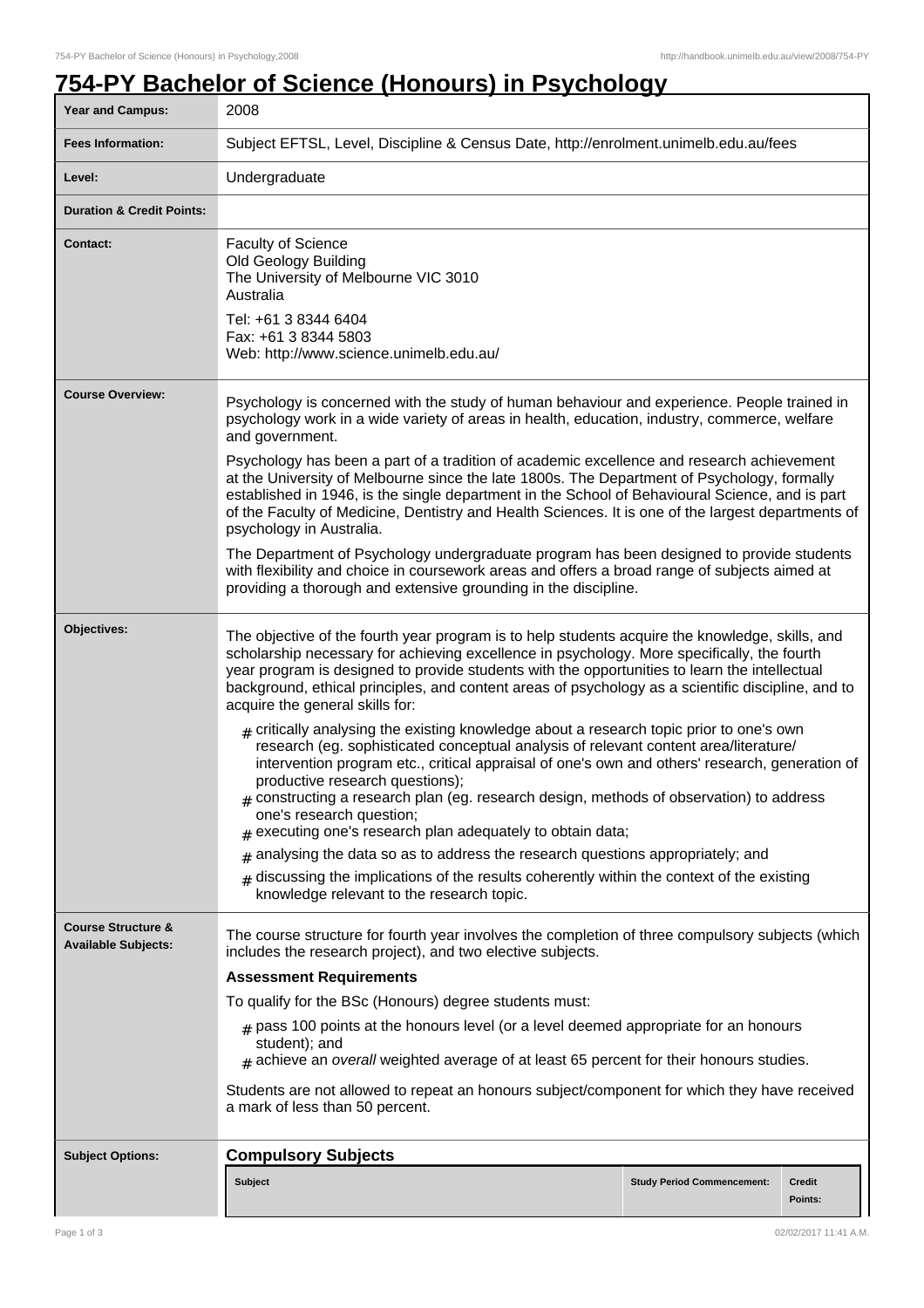# 754-PY Bachelor of Science (Honours) in Psychology

| Year and Campus: | 2008 |
|---|---|
| Fees Information: | Subject EFTSL, Level, Discipline & Census Date, http://enrolment.unimelb.edu.au/fees |
| Level: | Undergraduate |
| Duration & Credit Points: | |
| Contact: | Faculty of Science<br>Old Geology Building<br>The University of Melbourne VIC 3010<br>Australia<br>Tel: +61 3 8344 6404<br>Fax: +61 3 8344 5803<br>Web: http://www.science.unimelb.edu.au/ |
| Course Overview: | Psychology is concerned with the study of human behaviour and experience. People trained in psychology work in a wide variety of areas in health, education, industry, commerce, welfare and government.<br>Psychology has been a part of a tradition of academic excellence and research achievement at the University of Melbourne since the late 1800s. The Department of Psychology, formally established in 1946, is the single department in the School of Behavioural Science, and is part of the Faculty of Medicine, Dentistry and Health Sciences. It is one of the largest departments of psychology in Australia.<br>The Department of Psychology undergraduate program has been designed to provide students with flexibility and choice in coursework areas and offers a broad range of subjects aimed at providing a thorough and extensive grounding in the discipline. |
| Objectives: | The objective of the fourth year program is to help students acquire the knowledge, skills, and scholarship necessary for achieving excellence in psychology. More specifically, the fourth year program is designed to provide students with the opportunities to learn the intellectual background, ethical principles, and content areas of psychology as a scientific discipline, and to acquire the general skills for:<br># critically analysing the existing knowledge about a research topic prior to one's own research (eg. sophisticated conceptual analysis of relevant content area/literature/ intervention program etc., critical appraisal of one's own and others' research, generation of productive research questions);<br># constructing a research plan (eg. research design, methods of observation) to address one's research question;<br># executing one's research plan adequately to obtain data;<br># analysing the data so as to address the research questions appropriately; and<br># discussing the implications of the results coherently within the context of the existing knowledge relevant to the research topic. |
| Course Structure & Available Subjects: | The course structure for fourth year involves the completion of three compulsory subjects (which includes the research project), and two elective subjects.<br>**Assessment Requirements**<br>To qualify for the BSc (Honours) degree students must:<br># pass 100 points at the honours level (or a level deemed appropriate for an honours student); and<br># achieve an *overall* weighted average of at least 65 percent for their honours studies.<br>Students are not allowed to repeat an honours subject/component for which they have received a mark of less than 50 percent. |
| Subject Options: | **Compulsory Subjects** |

| Subject | Study Period Commencement: | Credit Points: |
|---|---|---|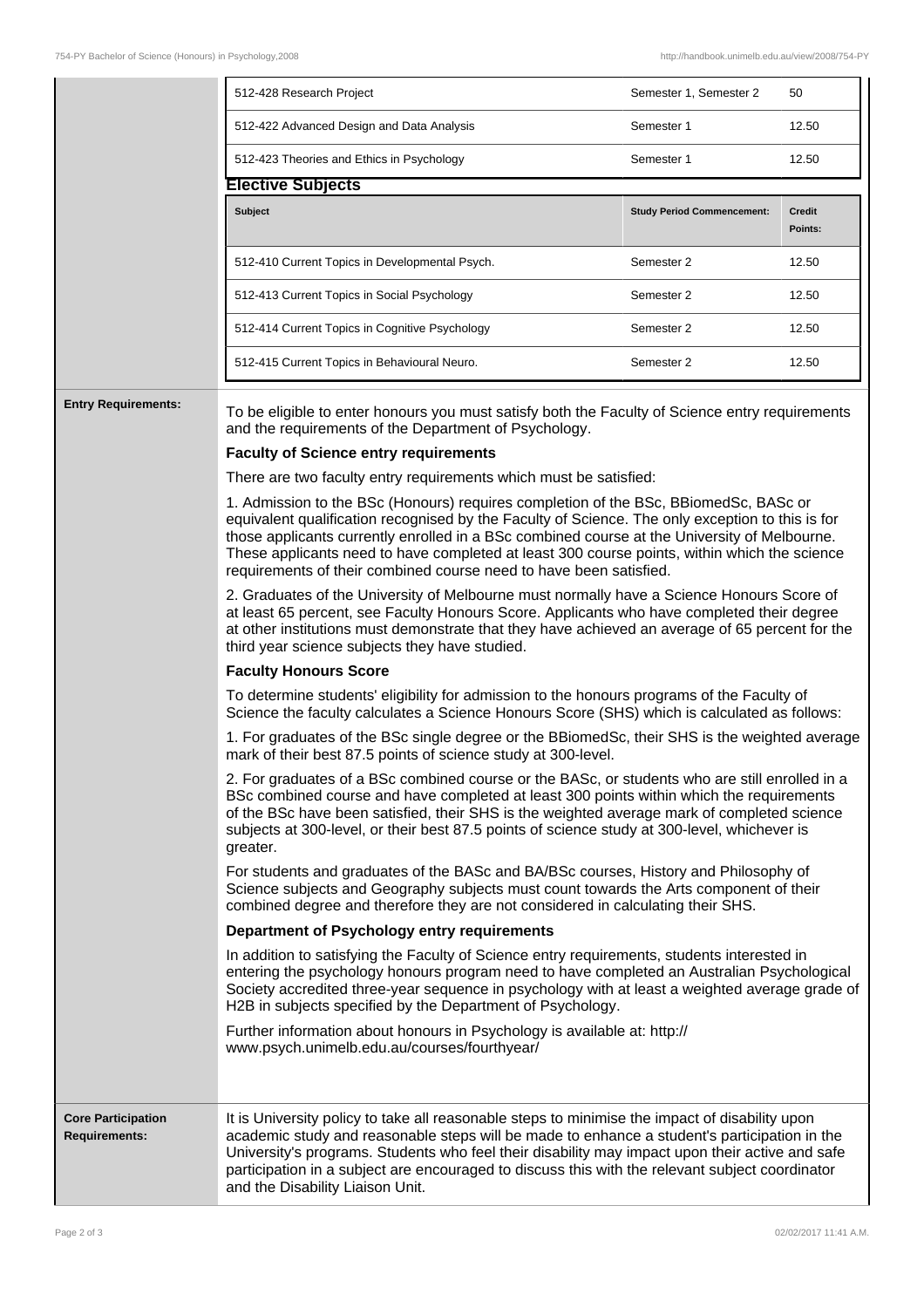| | | |
|---|---|---|
| 512-428 Research Project | Semester 1, Semester 2 | 50 |
| 512-422 Advanced Design and Data Analysis | Semester 1 | 12.50 |
| 512-423 Theories and Ethics in Psychology | Semester 1 | 12.50 |

**Elective Subjects**

| Subject | Study Period Commencement: | Credit Points: |
|---|---|---|
| 512-410 Current Topics in Developmental Psych. | Semester 2 | 12.50 |
| 512-413 Current Topics in Social Psychology | Semester 2 | 12.50 |
| 512-414 Current Topics in Cognitive Psychology | Semester 2 | 12.50 |
| 512-415 Current Topics in Behavioural Neuro. | Semester 2 | 12.50 |

**Entry Requirements:**

To be eligible to enter honours you must satisfy both the Faculty of Science entry requirements and the requirements of the Department of Psychology.

**Faculty of Science entry requirements**

There are two faculty entry requirements which must be satisfied:

1. Admission to the BSc (Honours) requires completion of the BSc, BBiomedSc, BASc or equivalent qualification recognised by the Faculty of Science. The only exception to this is for those applicants currently enrolled in a BSc combined course at the University of Melbourne. These applicants need to have completed at least 300 course points, within which the science requirements of their combined course need to have been satisfied.

2. Graduates of the University of Melbourne must normally have a Science Honours Score of at least 65 percent, see Faculty Honours Score. Applicants who have completed their degree at other institutions must demonstrate that they have achieved an average of 65 percent for the third year science subjects they have studied.

**Faculty Honours Score**

To determine students' eligibility for admission to the honours programs of the Faculty of Science the faculty calculates a Science Honours Score (SHS) which is calculated as follows:

1. For graduates of the BSc single degree or the BBiomedSc, their SHS is the weighted average mark of their best 87.5 points of science study at 300-level.

2. For graduates of a BSc combined course or the BASc, or students who are still enrolled in a BSc combined course and have completed at least 300 points within which the requirements of the BSc have been satisfied, their SHS is the weighted average mark of completed science subjects at 300-level, or their best 87.5 points of science study at 300-level, whichever is greater.

For students and graduates of the BASc and BA/BSc courses, History and Philosophy of Science subjects and Geography subjects must count towards the Arts component of their combined degree and therefore they are not considered in calculating their SHS.

**Department of Psychology entry requirements**

In addition to satisfying the Faculty of Science entry requirements, students interested in entering the psychology honours program need to have completed an Australian Psychological Society accredited three-year sequence in psychology with at least a weighted average grade of H2B in subjects specified by the Department of Psychology.

Further information about honours in Psychology is available at: http://www.psych.unimelb.edu.au/courses/fourthyear/

**Core Participation Requirements:**

It is University policy to take all reasonable steps to minimise the impact of disability upon academic study and reasonable steps will be made to enhance a student's participation in the University's programs. Students who feel their disability may impact upon their active and safe participation in a subject are encouraged to discuss this with the relevant subject coordinator and the Disability Liaison Unit.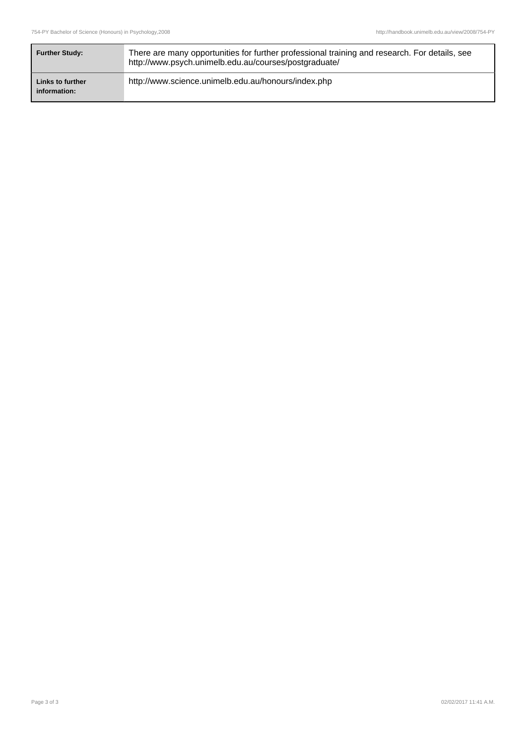| | |
|---|---|
| **Further Study:** | There are many opportunities for further professional training and research. For details, see http://www.psych.unimelb.edu.au/courses/postgraduate/ |
| **Links to further information:** | http://www.science.unimelb.edu.au/honours/index.php |